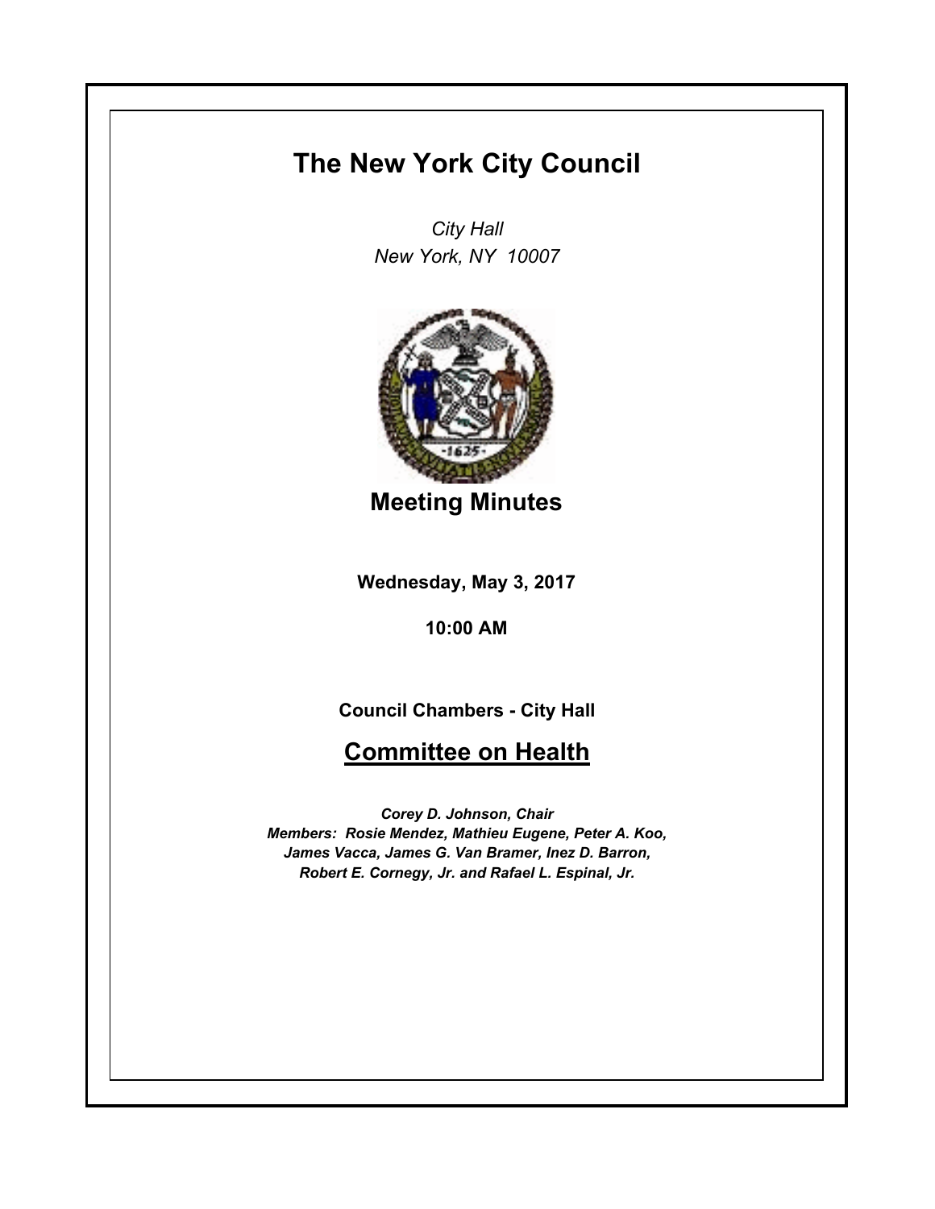# The New York City Council

*City Hall*
*New York, NY 10007*

## Meeting Minutes

**Wednesday, May 3, 2017**

**10:00 AM**

**Council Chambers - City Hall**

## Committee on Health

***Corey D. Johnson, Chair***
***Members: Rosie Mendez, Mathieu Eugene, Peter A. Koo, James Vacca, James G. Van Bramer, Inez D. Barron, Robert E. Cornegy, Jr. and Rafael L. Espinal, Jr.***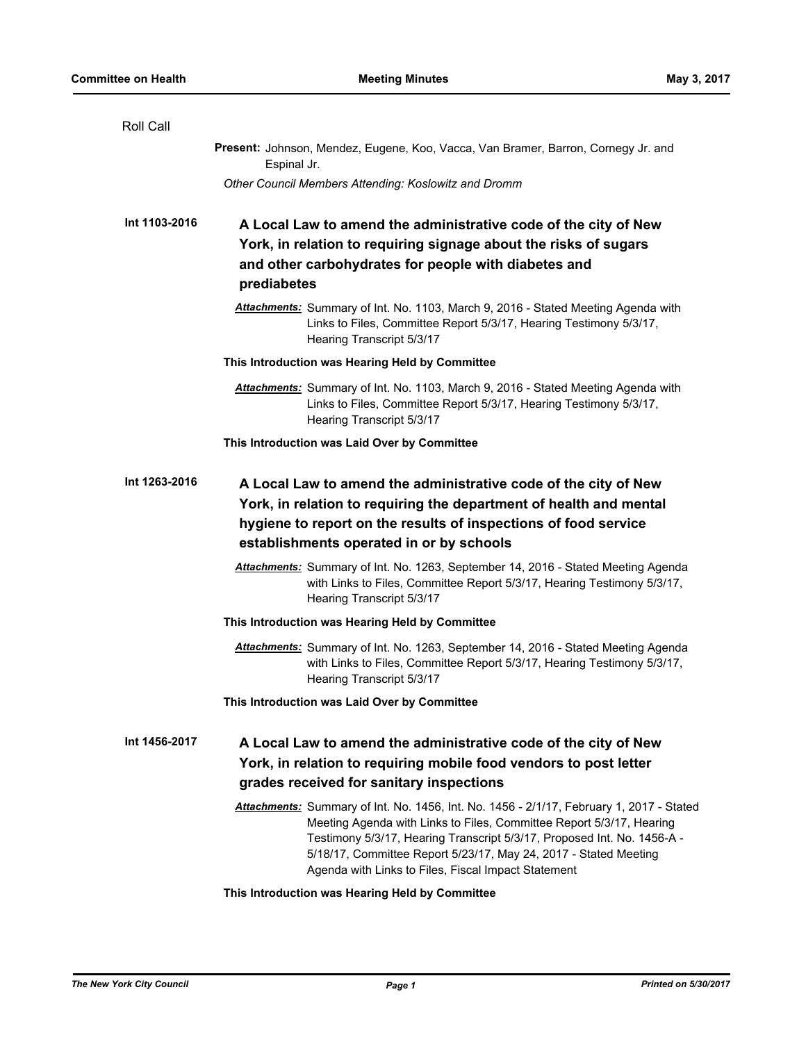Roll Call

**Present:** Johnson, Mendez, Eugene, Koo, Vacca, Van Bramer, Barron, Cornegy Jr. and Espinal Jr.

*Other Council Members Attending: Koslowitz and Dromm*

**Int 1103-2016**

## A Local Law to amend the administrative code of the city of New York, in relation to requiring signage about the risks of sugars and other carbohydrates for people with diabetes and prediabetes

***Attachments:*** Summary of Int. No. 1103, March 9, 2016 - Stated Meeting Agenda with Links to Files, Committee Report 5/3/17, Hearing Testimony 5/3/17, Hearing Transcript 5/3/17

**This Introduction was Hearing Held by Committee**

***Attachments:*** Summary of Int. No. 1103, March 9, 2016 - Stated Meeting Agenda with Links to Files, Committee Report 5/3/17, Hearing Testimony 5/3/17, Hearing Transcript 5/3/17

**This Introduction was Laid Over by Committee**

**Int 1263-2016**

## A Local Law to amend the administrative code of the city of New York, in relation to requiring the department of health and mental hygiene to report on the results of inspections of food service establishments operated in or by schools

***Attachments:*** Summary of Int. No. 1263, September 14, 2016 - Stated Meeting Agenda with Links to Files, Committee Report 5/3/17, Hearing Testimony 5/3/17, Hearing Transcript 5/3/17

**This Introduction was Hearing Held by Committee**

***Attachments:*** Summary of Int. No. 1263, September 14, 2016 - Stated Meeting Agenda with Links to Files, Committee Report 5/3/17, Hearing Testimony 5/3/17, Hearing Transcript 5/3/17

**This Introduction was Laid Over by Committee**

**Int 1456-2017**

## A Local Law to amend the administrative code of the city of New York, in relation to requiring mobile food vendors to post letter grades received for sanitary inspections

***Attachments:*** Summary of Int. No. 1456, Int. No. 1456 - 2/1/17, February 1, 2017 - Stated Meeting Agenda with Links to Files, Committee Report 5/3/17, Hearing Testimony 5/3/17, Hearing Transcript 5/3/17, Proposed Int. No. 1456-A - 5/18/17, Committee Report 5/23/17, May 24, 2017 - Stated Meeting Agenda with Links to Files, Fiscal Impact Statement

**This Introduction was Hearing Held by Committee**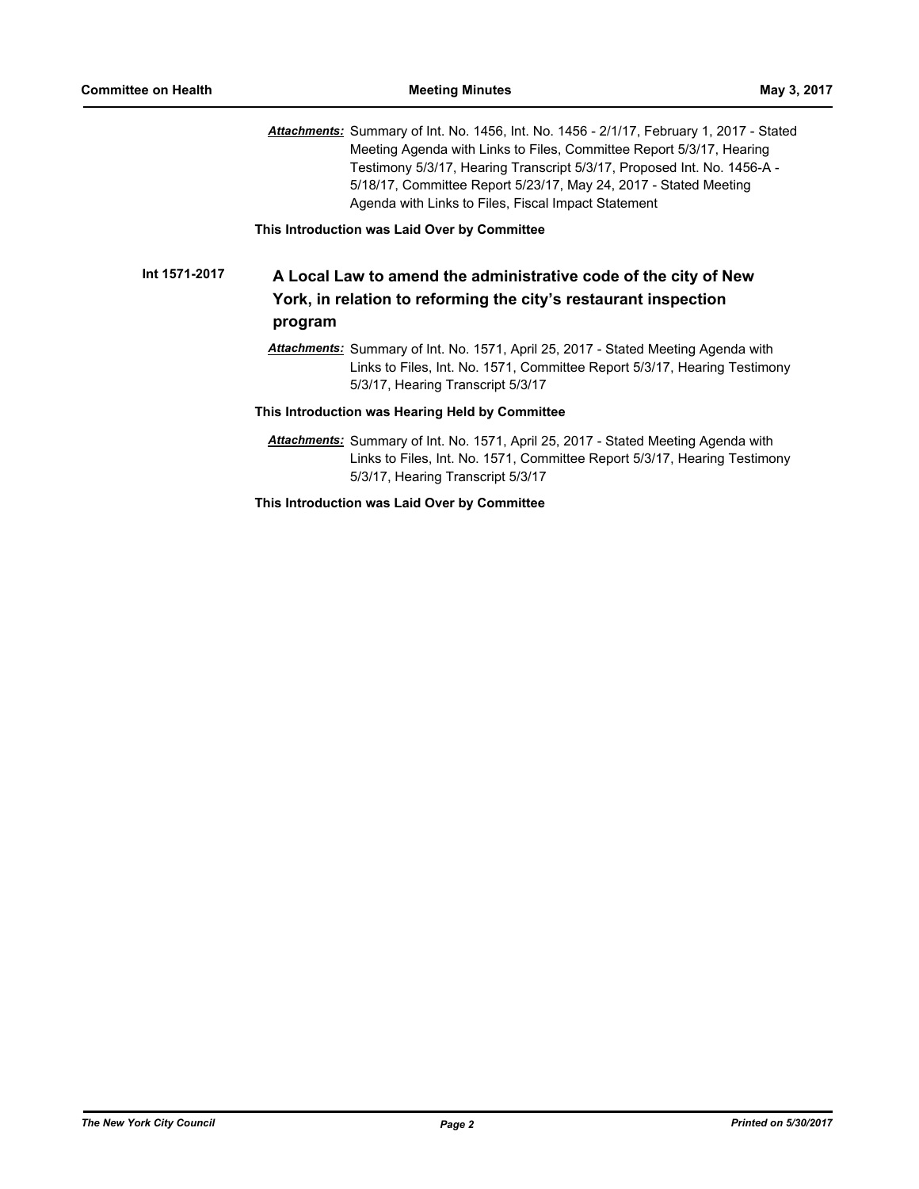***Attachments:*** Summary of Int. No. 1456, Int. No. 1456 - 2/1/17, February 1, 2017 - Stated Meeting Agenda with Links to Files, Committee Report 5/3/17, Hearing Testimony 5/3/17, Hearing Transcript 5/3/17, Proposed Int. No. 1456-A - 5/18/17, Committee Report 5/23/17, May 24, 2017 - Stated Meeting Agenda with Links to Files, Fiscal Impact Statement

**This Introduction was Laid Over by Committee**

**Int 1571-2017** **A Local Law to amend the administrative code of the city of New York, in relation to reforming the city's restaurant inspection program**

***Attachments:*** Summary of Int. No. 1571, April 25, 2017 - Stated Meeting Agenda with Links to Files, Int. No. 1571, Committee Report 5/3/17, Hearing Testimony 5/3/17, Hearing Transcript 5/3/17

**This Introduction was Hearing Held by Committee**

***Attachments:*** Summary of Int. No. 1571, April 25, 2017 - Stated Meeting Agenda with Links to Files, Int. No. 1571, Committee Report 5/3/17, Hearing Testimony 5/3/17, Hearing Transcript 5/3/17

**This Introduction was Laid Over by Committee**